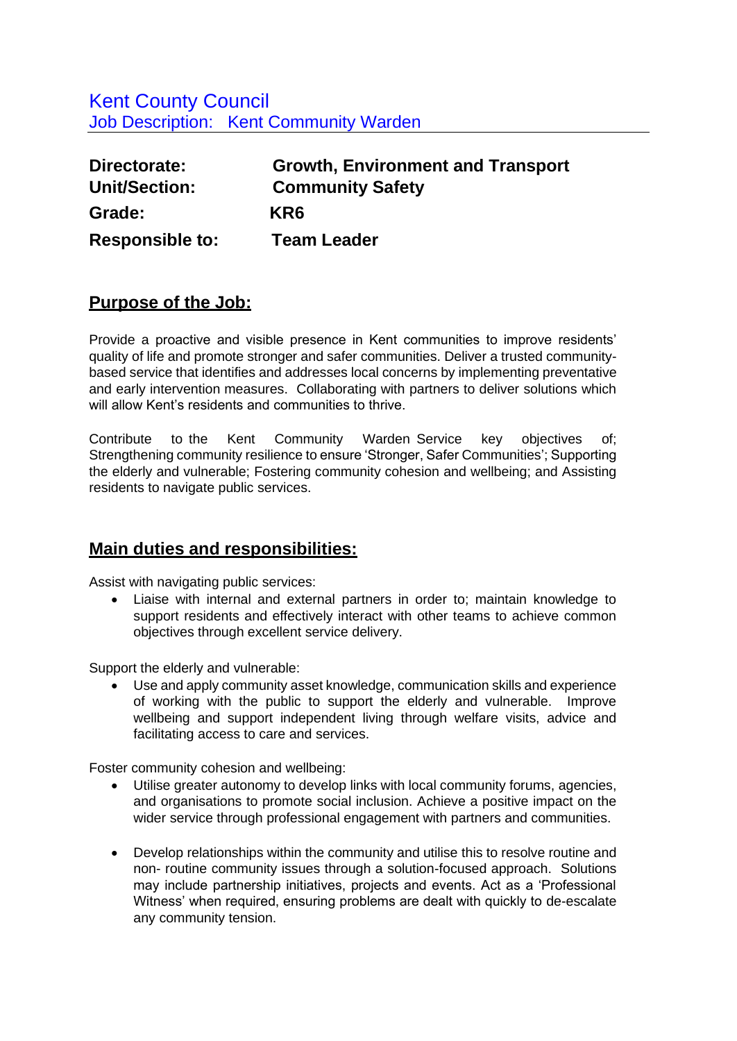# Kent County Council

## Job Description: Kent Community Warden

| | |
|---|---|
| **Directorate:** | **Growth, Environment and Transport** |
| **Unit/Section:** | **Community Safety** |
| **Grade:** | **KR6** |
| **Responsible to:** | **Team Leader** |

## Purpose of the Job:

Provide a proactive and visible presence in Kent communities to improve residents' quality of life and promote stronger and safer communities. Deliver a trusted community-based service that identifies and addresses local concerns by implementing preventative and early intervention measures. Collaborating with partners to deliver solutions which will allow Kent's residents and communities to thrive.

Contribute to the Kent Community Warden Service key objectives of; Strengthening community resilience to ensure 'Stronger, Safer Communities'; Supporting the elderly and vulnerable; Fostering community cohesion and wellbeing; and Assisting residents to navigate public services.

## Main duties and responsibilities:

Assist with navigating public services:

- Liaise with internal and external partners in order to; maintain knowledge to support residents and effectively interact with other teams to achieve common objectives through excellent service delivery.

Support the elderly and vulnerable:

- Use and apply community asset knowledge, communication skills and experience of working with the public to support the elderly and vulnerable. Improve wellbeing and support independent living through welfare visits, advice and facilitating access to care and services.

Foster community cohesion and wellbeing:

- Utilise greater autonomy to develop links with local community forums, agencies, and organisations to promote social inclusion. Achieve a positive impact on the wider service through professional engagement with partners and communities.

- Develop relationships within the community and utilise this to resolve routine and non- routine community issues through a solution-focused approach. Solutions may include partnership initiatives, projects and events. Act as a 'Professional Witness' when required, ensuring problems are dealt with quickly to de-escalate any community tension.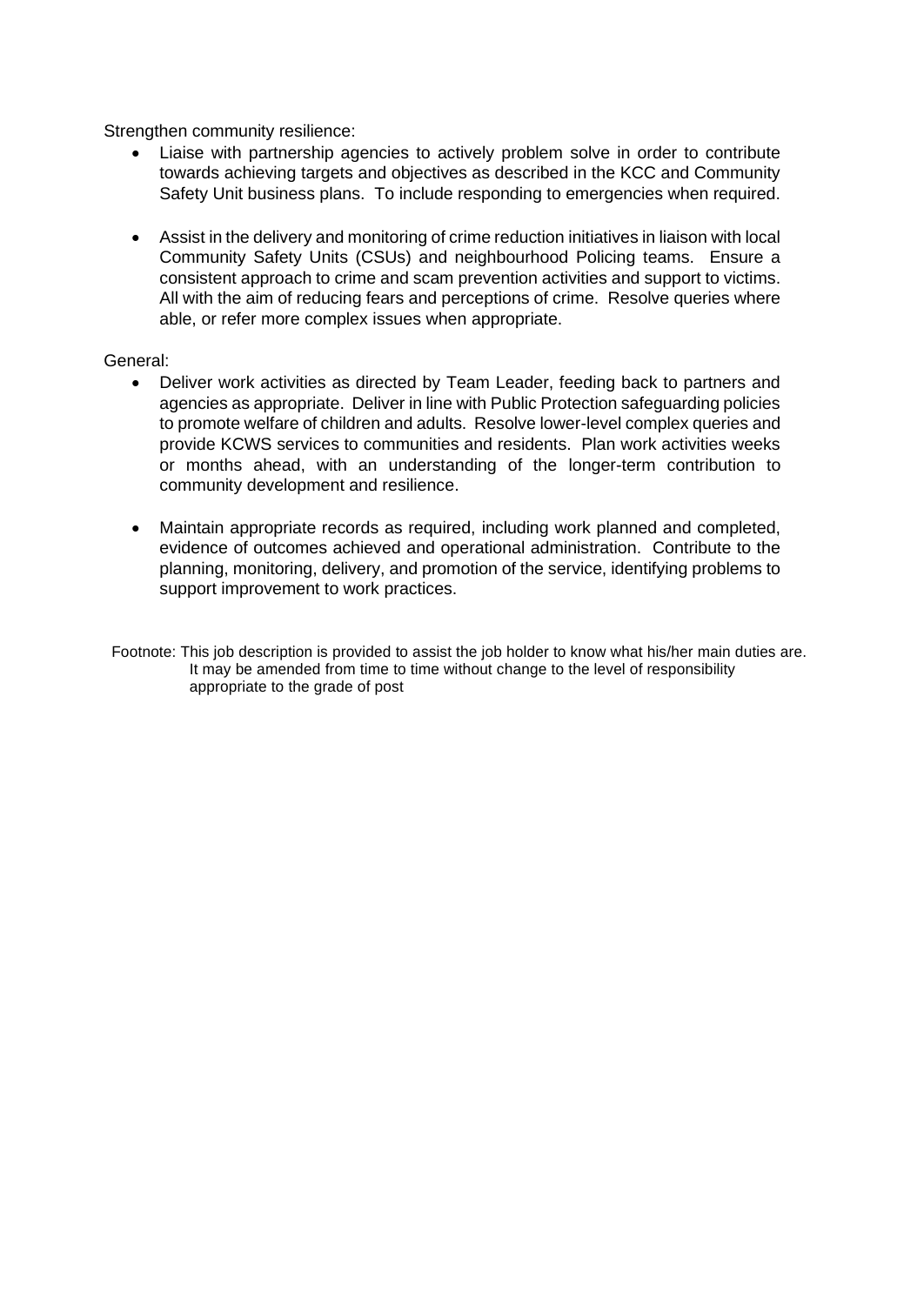Strengthen community resilience:

- Liaise with partnership agencies to actively problem solve in order to contribute towards achieving targets and objectives as described in the KCC and Community Safety Unit business plans. To include responding to emergencies when required.

- Assist in the delivery and monitoring of crime reduction initiatives in liaison with local Community Safety Units (CSUs) and neighbourhood Policing teams. Ensure a consistent approach to crime and scam prevention activities and support to victims. All with the aim of reducing fears and perceptions of crime. Resolve queries where able, or refer more complex issues when appropriate.

General:

- Deliver work activities as directed by Team Leader, feeding back to partners and agencies as appropriate. Deliver in line with Public Protection safeguarding policies to promote welfare of children and adults. Resolve lower-level complex queries and provide KCWS services to communities and residents. Plan work activities weeks or months ahead, with an understanding of the longer-term contribution to community development and resilience.

- Maintain appropriate records as required, including work planned and completed, evidence of outcomes achieved and operational administration. Contribute to the planning, monitoring, delivery, and promotion of the service, identifying problems to support improvement to work practices.

Footnote: This job description is provided to assist the job holder to know what his/her main duties are. It may be amended from time to time without change to the level of responsibility appropriate to the grade of post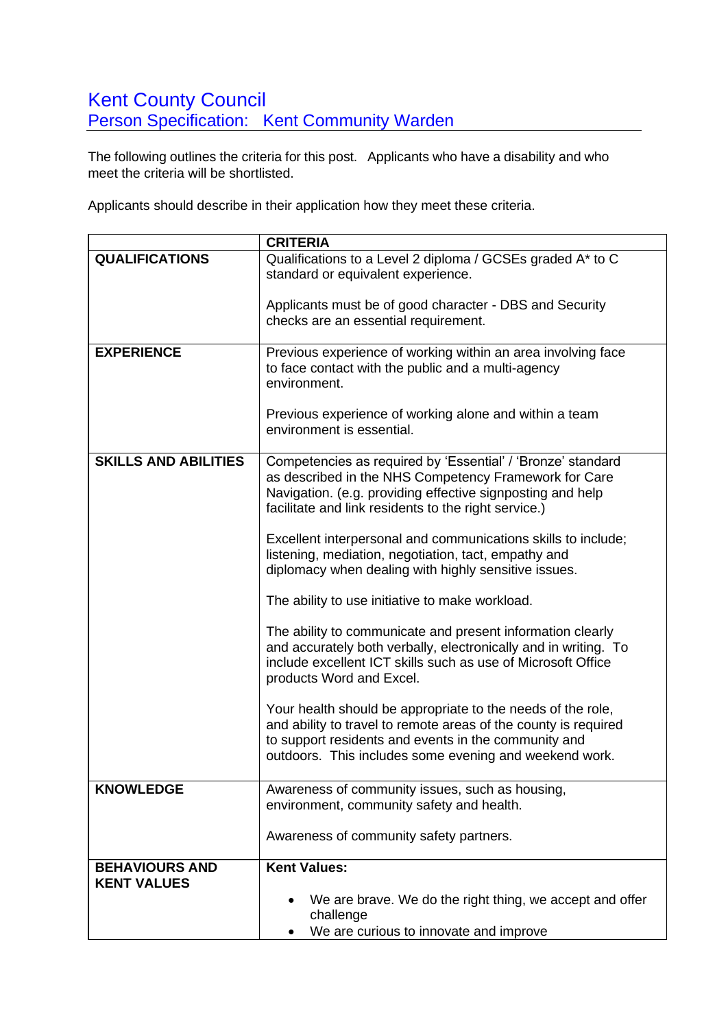# Kent County Council

## Person Specification: Kent Community Warden

The following outlines the criteria for this post. Applicants who have a disability and who meet the criteria will be shortlisted.

Applicants should describe in their application how they meet these criteria.

| | CRITERIA |
|---|---|
| **QUALIFICATIONS** | Qualifications to a Level 2 diploma / GCSEs graded A* to C standard or equivalent experience.<br><br>Applicants must be of good character - DBS and Security checks are an essential requirement. |
| **EXPERIENCE** | Previous experience of working within an area involving face to face contact with the public and a multi-agency environment.<br><br>Previous experience of working alone and within a team environment is essential. |
| **SKILLS AND ABILITIES** | Competencies as required by 'Essential' / 'Bronze' standard as described in the NHS Competency Framework for Care Navigation. (e.g. providing effective signposting and help facilitate and link residents to the right service.)<br><br>Excellent interpersonal and communications skills to include; listening, mediation, negotiation, tact, empathy and diplomacy when dealing with highly sensitive issues.<br><br>The ability to use initiative to make workload.<br><br>The ability to communicate and present information clearly and accurately both verbally, electronically and in writing. To include excellent ICT skills such as use of Microsoft Office products Word and Excel.<br><br>Your health should be appropriate to the needs of the role, and ability to travel to remote areas of the county is required to support residents and events in the community and outdoors. This includes some evening and weekend work. |
| **KNOWLEDGE** | Awareness of community issues, such as housing, environment, community safety and health.<br><br>Awareness of community safety partners. |
| **BEHAVIOURS AND KENT VALUES** | **Kent Values:**<br><br>• We are brave. We do the right thing, we accept and offer challenge<br>• We are curious to innovate and improve |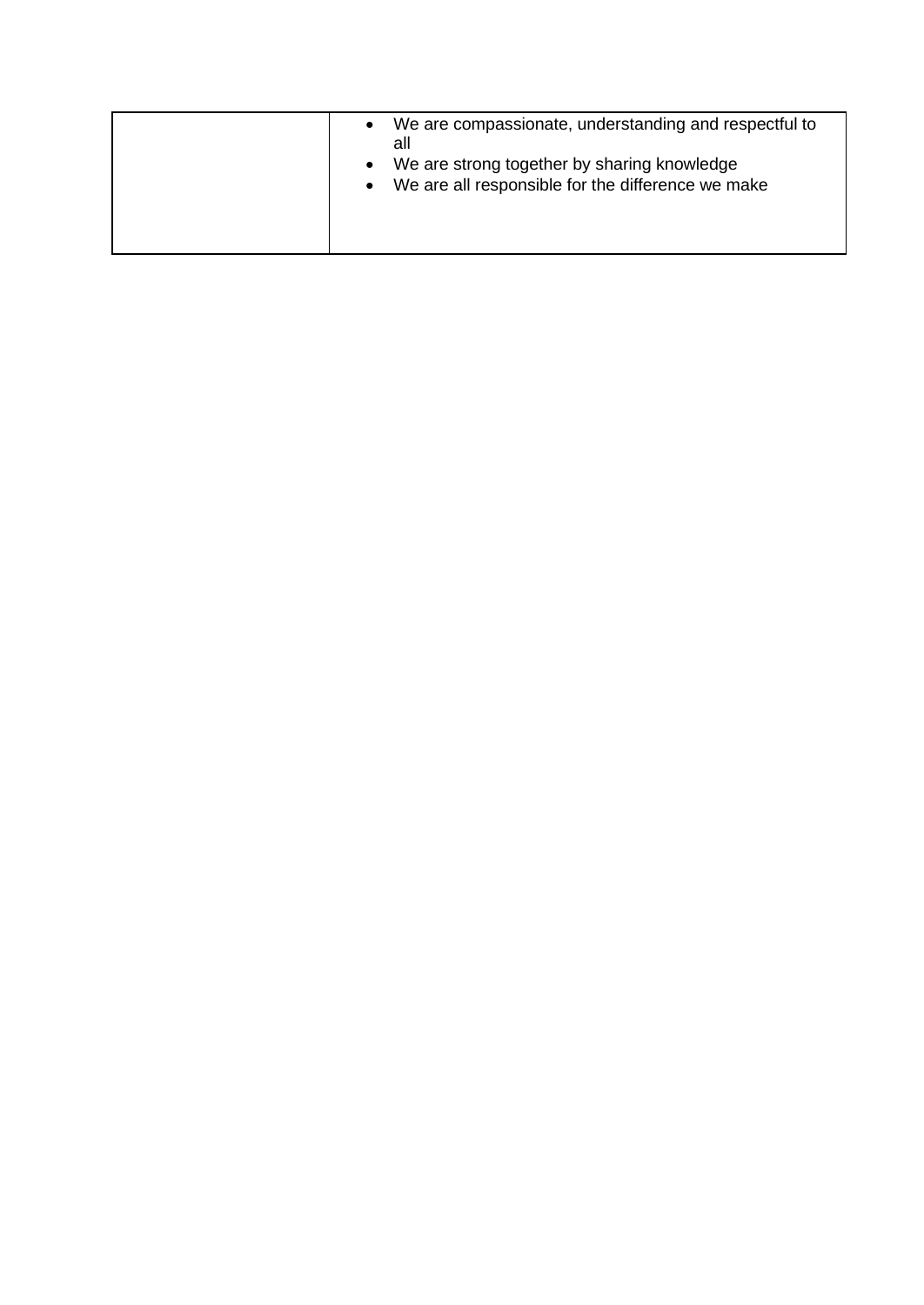| | |
|---|---|
| | • We are compassionate, understanding and respectful to all<br>• We are strong together by sharing knowledge<br>• We are all responsible for the difference we make |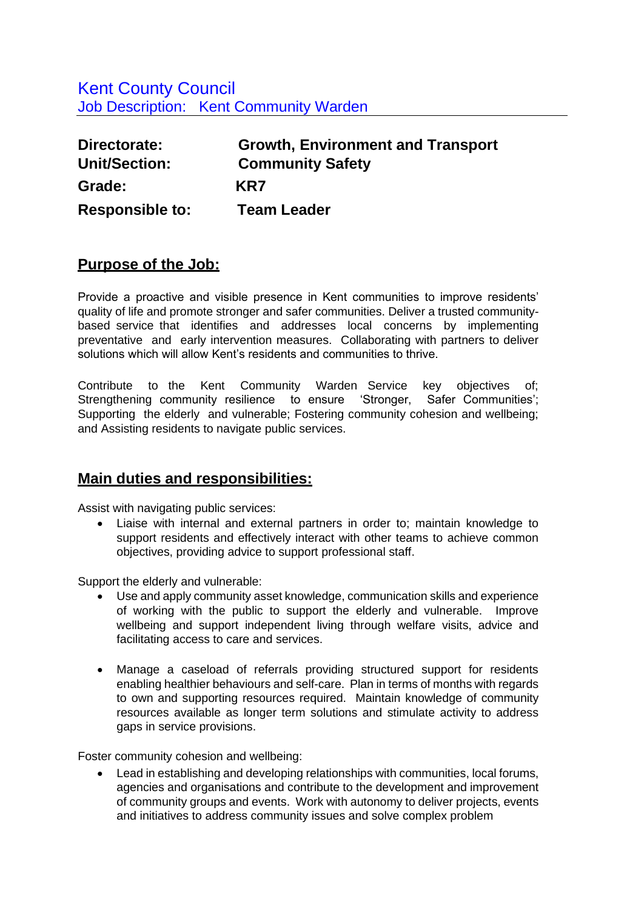# Kent County Council

## Job Description: Kent Community Warden

| | |
|---|---|
| **Directorate:** | **Growth, Environment and Transport** |
| **Unit/Section:** | **Community Safety** |
| **Grade:** | **KR7** |
| **Responsible to:** | **Team Leader** |

## Purpose of the Job:

Provide a proactive and visible presence in Kent communities to improve residents' quality of life and promote stronger and safer communities. Deliver a trusted community-based service that identifies and addresses local concerns by implementing preventative and early intervention measures. Collaborating with partners to deliver solutions which will allow Kent's residents and communities to thrive.

Contribute to the Kent Community Warden Service key objectives of; Strengthening community resilience to ensure 'Stronger, Safer Communities'; Supporting the elderly and vulnerable; Fostering community cohesion and wellbeing; and Assisting residents to navigate public services.

## Main duties and responsibilities:

Assist with navigating public services:

- Liaise with internal and external partners in order to; maintain knowledge to support residents and effectively interact with other teams to achieve common objectives, providing advice to support professional staff.

Support the elderly and vulnerable:

- Use and apply community asset knowledge, communication skills and experience of working with the public to support the elderly and vulnerable. Improve wellbeing and support independent living through welfare visits, advice and facilitating access to care and services.

- Manage a caseload of referrals providing structured support for residents enabling healthier behaviours and self-care. Plan in terms of months with regards to own and supporting resources required. Maintain knowledge of community resources available as longer term solutions and stimulate activity to address gaps in service provisions.

Foster community cohesion and wellbeing:

- Lead in establishing and developing relationships with communities, local forums, agencies and organisations and contribute to the development and improvement of community groups and events. Work with autonomy to deliver projects, events and initiatives to address community issues and solve complex problem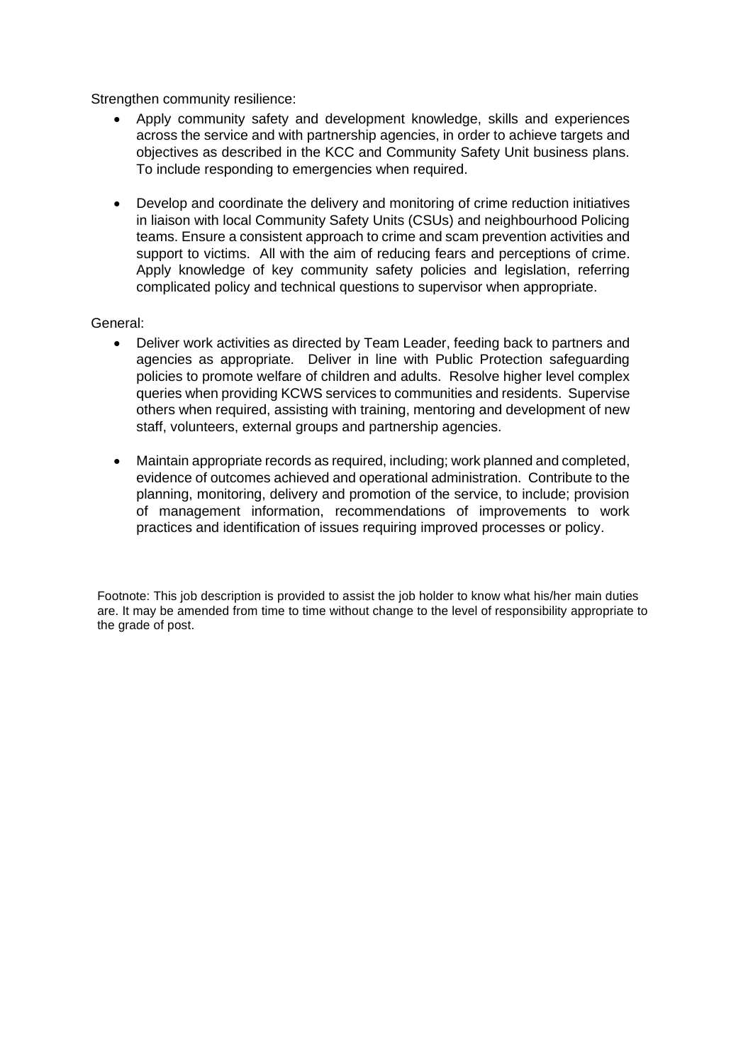Strengthen community resilience:

- Apply community safety and development knowledge, skills and experiences across the service and with partnership agencies, in order to achieve targets and objectives as described in the KCC and Community Safety Unit business plans. To include responding to emergencies when required.

- Develop and coordinate the delivery and monitoring of crime reduction initiatives in liaison with local Community Safety Units (CSUs) and neighbourhood Policing teams. Ensure a consistent approach to crime and scam prevention activities and support to victims. All with the aim of reducing fears and perceptions of crime. Apply knowledge of key community safety policies and legislation, referring complicated policy and technical questions to supervisor when appropriate.

General:

- Deliver work activities as directed by Team Leader, feeding back to partners and agencies as appropriate. Deliver in line with Public Protection safeguarding policies to promote welfare of children and adults. Resolve higher level complex queries when providing KCWS services to communities and residents. Supervise others when required, assisting with training, mentoring and development of new staff, volunteers, external groups and partnership agencies.

- Maintain appropriate records as required, including; work planned and completed, evidence of outcomes achieved and operational administration. Contribute to the planning, monitoring, delivery and promotion of the service, to include; provision of management information, recommendations of improvements to work practices and identification of issues requiring improved processes or policy.

Footnote: This job description is provided to assist the job holder to know what his/her main duties are. It may be amended from time to time without change to the level of responsibility appropriate to the grade of post.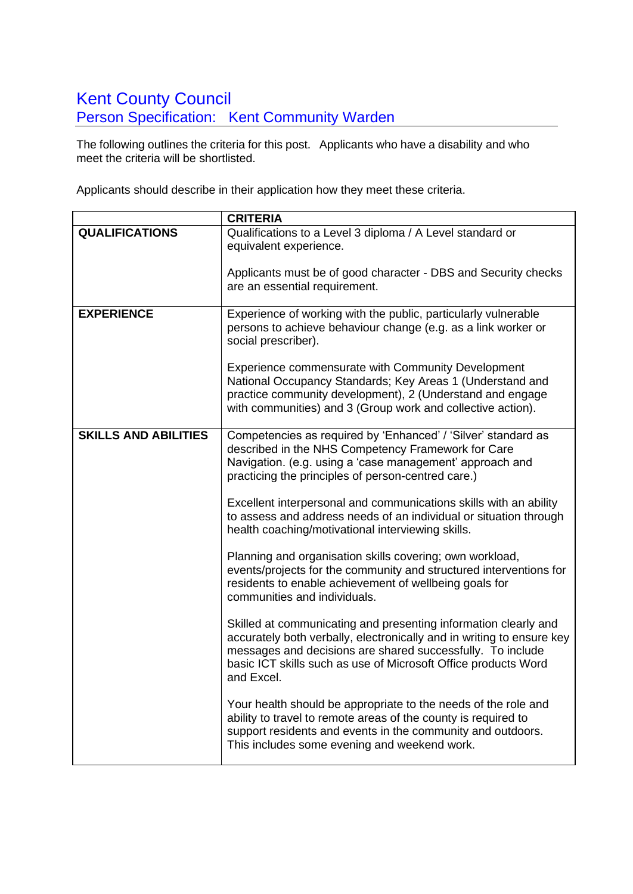# Kent County Council

## Person Specification: Kent Community Warden

The following outlines the criteria for this post. Applicants who have a disability and who meet the criteria will be shortlisted.

Applicants should describe in their application how they meet these criteria.

| | CRITERIA |
|---|---|
| **QUALIFICATIONS** | Qualifications to a Level 3 diploma / A Level standard or equivalent experience.<br><br>Applicants must be of good character - DBS and Security checks are an essential requirement. |
| **EXPERIENCE** | Experience of working with the public, particularly vulnerable persons to achieve behaviour change (e.g. as a link worker or social prescriber).<br><br>Experience commensurate with Community Development National Occupancy Standards; Key Areas 1 (Understand and practice community development), 2 (Understand and engage with communities) and 3 (Group work and collective action). |
| **SKILLS AND ABILITIES** | Competencies as required by 'Enhanced' / 'Silver' standard as described in the NHS Competency Framework for Care Navigation. (e.g. using a 'case management' approach and practicing the principles of person-centred care.)<br><br>Excellent interpersonal and communications skills with an ability to assess and address needs of an individual or situation through health coaching/motivational interviewing skills.<br><br>Planning and organisation skills covering; own workload, events/projects for the community and structured interventions for residents to enable achievement of wellbeing goals for communities and individuals.<br><br>Skilled at communicating and presenting information clearly and accurately both verbally, electronically and in writing to ensure key messages and decisions are shared successfully. To include basic ICT skills such as use of Microsoft Office products Word and Excel.<br><br>Your health should be appropriate to the needs of the role and ability to travel to remote areas of the county is required to support residents and events in the community and outdoors. This includes some evening and weekend work. |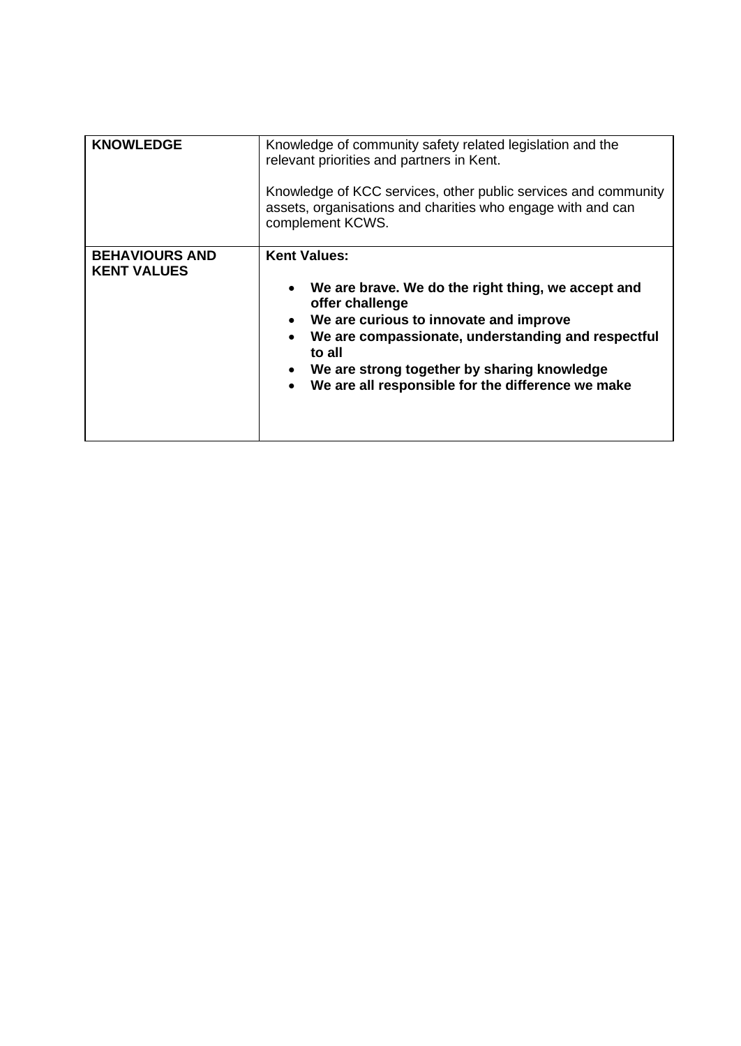| | |
|---|---|
| **KNOWLEDGE** | Knowledge of community safety related legislation and the relevant priorities and partners in Kent.<br><br>Knowledge of KCC services, other public services and community assets, organisations and charities who engage with and can complement KCWS. |
| **BEHAVIOURS AND KENT VALUES** | **Kent Values:**<br><br>• **We are brave. We do the right thing, we accept and offer challenge**<br>• **We are curious to innovate and improve**<br>• **We are compassionate, understanding and respectful to all**<br>• **We are strong together by sharing knowledge**<br>• **We are all responsible for the difference we make** |